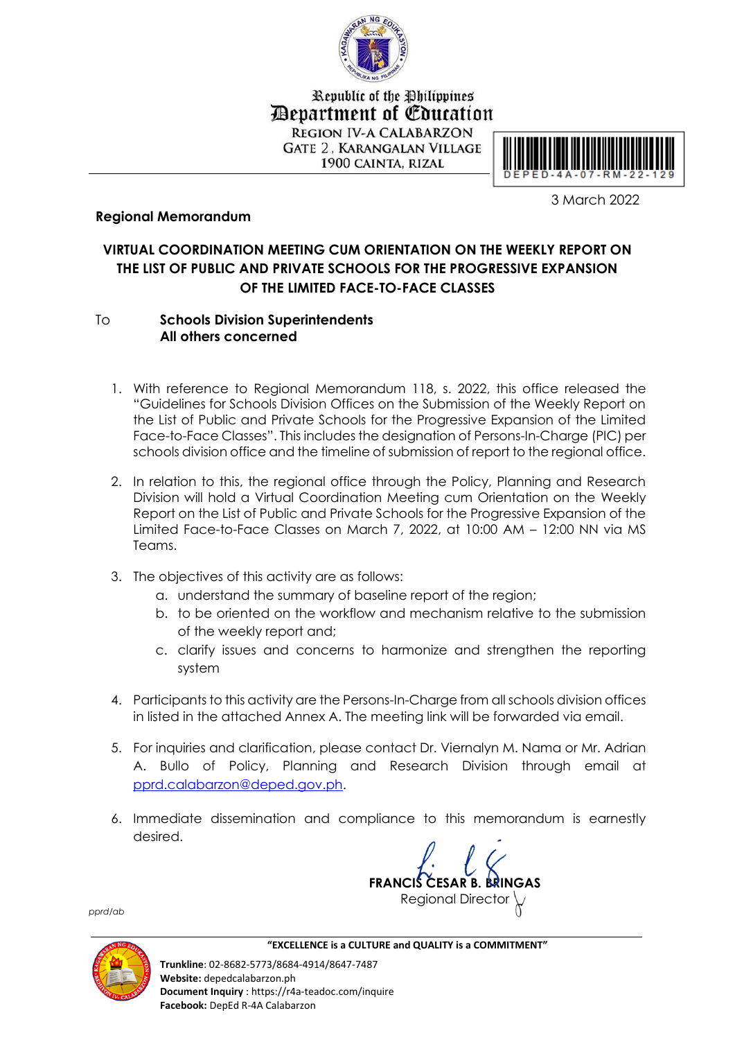Republic of the Philippines
Department of Education
REGION IV-A CALABARZON
GATE 2, KARANGALAN VILLAGE
1900 CAINTA, RIZAL

DEPED-4A-07-RM-22-129

3 March 2022

**Regional Memorandum**

**VIRTUAL COORDINATION MEETING CUM ORIENTATION ON THE WEEKLY REPORT ON THE LIST OF PUBLIC AND PRIVATE SCHOOLS FOR THE PROGRESSIVE EXPANSION OF THE LIMITED FACE-TO-FACE CLASSES**

To **Schools Division Superintendents**
**All others concerned**

1. With reference to Regional Memorandum 118, s. 2022, this office released the "Guidelines for Schools Division Offices on the Submission of the Weekly Report on the List of Public and Private Schools for the Progressive Expansion of the Limited Face-to-Face Classes". This includes the designation of Persons-In-Charge (PIC) per schools division office and the timeline of submission of report to the regional office.

2. In relation to this, the regional office through the Policy, Planning and Research Division will hold a Virtual Coordination Meeting cum Orientation on the Weekly Report on the List of Public and Private Schools for the Progressive Expansion of the Limited Face-to-Face Classes on March 7, 2022, at 10:00 AM – 12:00 NN via MS Teams.

3. The objectives of this activity are as follows:
   a. understand the summary of baseline report of the region;
   b. to be oriented on the workflow and mechanism relative to the submission of the weekly report and;
   c. clarify issues and concerns to harmonize and strengthen the reporting system

4. Participants to this activity are the Persons-In-Charge from all schools division offices in listed in the attached Annex A. The meeting link will be forwarded via email.

5. For inquiries and clarification, please contact Dr. Viernalyn M. Nama or Mr. Adrian A. Bullo of Policy, Planning and Research Division through email at pprd.calabarzon@deped.gov.ph.

6. Immediate dissemination and compliance to this memorandum is earnestly desired.

**FRANCIS CESAR B. BRINGAS**
Regional Director

*pprd/ab*

**"EXCELLENCE is a CULTURE and QUALITY is a COMMITMENT"**

**Trunkline**: 02-8682-5773/8684-4914/8647-7487
**Website:** depedcalabarzon.ph
**Document Inquiry** : https://r4a-teadoc.com/inquire
**Facebook:** DepEd R-4A Calabarzon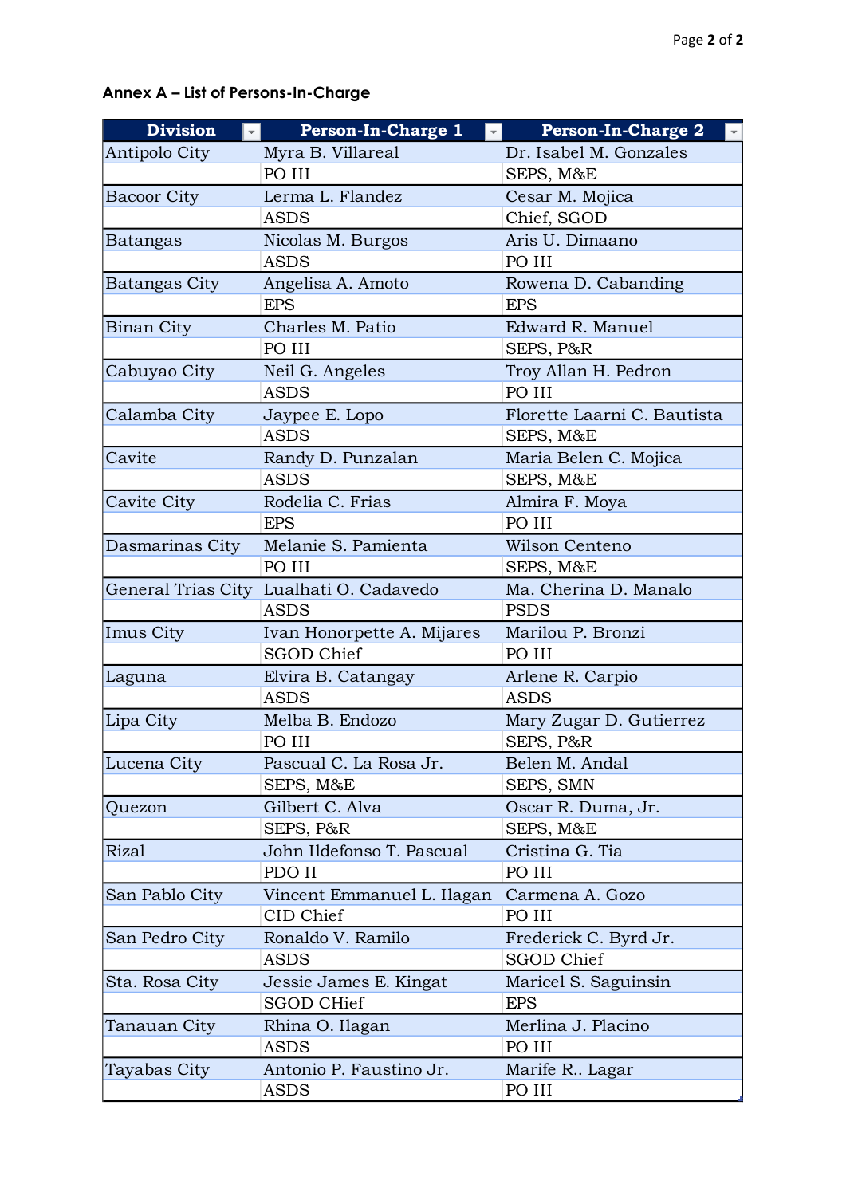**Annex A – List of Persons-In-Charge**

| Division | Person-In-Charge 1 | Person-In-Charge 2 |
|---|---|---|
| Antipolo City | Myra B. Villareal | Dr. Isabel M. Gonzales |
| | PO III | SEPS, M&E |
| Bacoor City | Lerma L. Flandez | Cesar M. Mojica |
| | ASDS | Chief, SGOD |
| Batangas | Nicolas M. Burgos | Aris U. Dimaano |
| | ASDS | PO III |
| Batangas City | Angelisa A. Amoto | Rowena D. Cabanding |
| | EPS | EPS |
| Binan City | Charles M. Patio | Edward R. Manuel |
| | PO III | SEPS, P&R |
| Cabuyao City | Neil G. Angeles | Troy Allan H. Pedron |
| | ASDS | PO III |
| Calamba City | Jaypee E. Lopo | Florette Laarni C. Bautista |
| | ASDS | SEPS, M&E |
| Cavite | Randy D. Punzalan | Maria Belen C. Mojica |
| | ASDS | SEPS, M&E |
| Cavite City | Rodelia C. Frias | Almira F. Moya |
| | EPS | PO III |
| Dasmarinas City | Melanie S. Pamienta | Wilson Centeno |
| | PO III | SEPS, M&E |
| General Trias City | Lualhati O. Cadavedo | Ma. Cherina D. Manalo |
| | ASDS | PSDS |
| Imus City | Ivan Honorpette A. Mijares | Marilou P. Bronzi |
| | SGOD Chief | PO III |
| Laguna | Elvira B. Catangay | Arlene R. Carpio |
| | ASDS | ASDS |
| Lipa City | Melba B. Endozo | Mary Zugar D. Gutierrez |
| | PO III | SEPS, P&R |
| Lucena City | Pascual C. La Rosa Jr. | Belen M. Andal |
| | SEPS, M&E | SEPS, SMN |
| Quezon | Gilbert C. Alva | Oscar R. Duma, Jr. |
| | SEPS, P&R | SEPS, M&E |
| Rizal | John Ildefonso T. Pascual | Cristina G. Tia |
| | PDO II | PO III |
| San Pablo City | Vincent Emmanuel L. Ilagan | Carmena A. Gozo |
| | CID Chief | PO III |
| San Pedro City | Ronaldo V. Ramilo | Frederick C. Byrd Jr. |
| | ASDS | SGOD Chief |
| Sta. Rosa City | Jessie James E. Kingat | Maricel S. Saguinsin |
| | SGOD CHief | EPS |
| Tanauan City | Rhina O. Ilagan | Merlina J. Placino |
| | ASDS | PO III |
| Tayabas City | Antonio P. Faustino Jr. | Marife R.. Lagar |
| | ASDS | PO III |